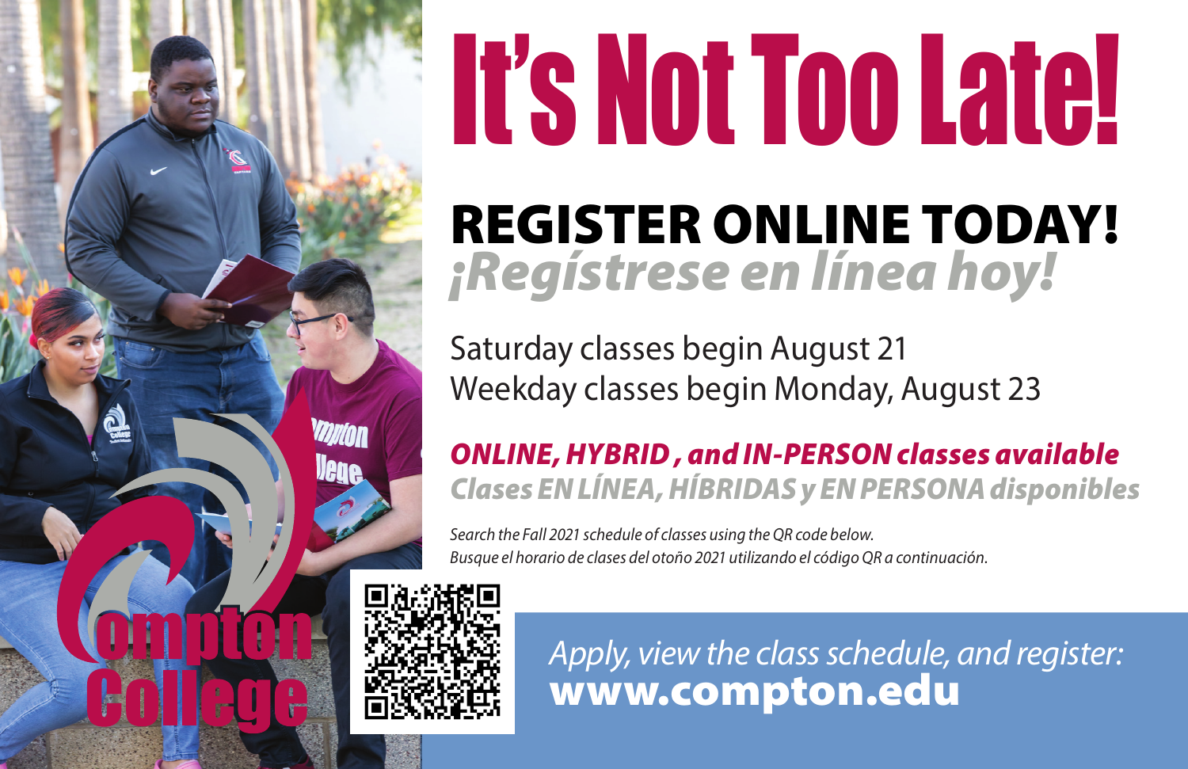# It's Not Too Late!

## REGISTER ONLINE TODAY!

## *¡Regístrese en línea hoy!*

Saturday classes begin August 21
Weekday classes begin Monday, August 23

***ONLINE, HYBRID , and IN-PERSON classes available***
***Clases EN LÍNEA, HÍBRIDAS y EN PERSONA disponibles***

*Search the Fall 2021 schedule of classes using the QR code below.*
*Busque el horario de clases del otoño 2021 utilizando el código QR a continuación.*

*Apply, view the class schedule, and register:*
**www.compton.edu**

Compton College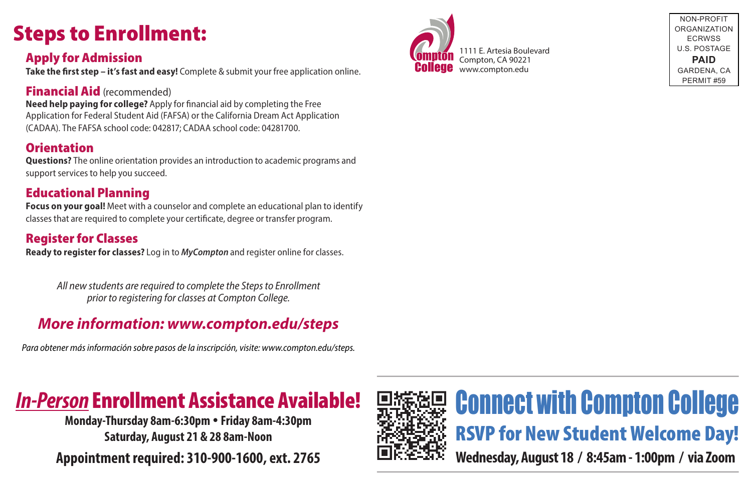# Steps to Enrollment:

## Apply for Admission

**Take the first step – it's fast and easy!** Complete & submit your free application online.

## Financial Aid (recommended)

**Need help paying for college?** Apply for financial aid by completing the Free Application for Federal Student Aid (FAFSA) or the California Dream Act Application (CADAA). The FAFSA school code: 042817; CADAA school code: 04281700.

## Orientation

**Questions?** The online orientation provides an introduction to academic programs and support services to help you succeed.

## Educational Planning

**Focus on your goal!** Meet with a counselor and complete an educational plan to identify classes that are required to complete your certificate, degree or transfer program.

## Register for Classes

**Ready to register for classes?** Log in to ***MyCompton*** and register online for classes.

*All new students are required to complete the Steps to Enrollment prior to registering for classes at Compton College.*

***More information: www.compton.edu/steps***

*Para obtener más información sobre pasos de la inscripción, visite: www.compton.edu/steps.*

Compton College
1111 E. Artesia Boulevard
Compton, CA 90221
www.compton.edu

NON-PROFIT ORGANIZATION
ECRWSS
U.S. POSTAGE
**PAID**
GARDENA, CA
PERMIT #59

## *In-Person* Enrollment Assistance Available!

**Monday-Thursday 8am-6:30pm • Friday 8am-4:30pm**
**Saturday, August 21 & 28 8am-Noon**

**Appointment required: 310-900-1600, ext. 2765**

## Connect with Compton College

**RSVP for New Student Welcome Day!**

**Wednesday, August 18 / 8:45am - 1:00pm / via Zoom**